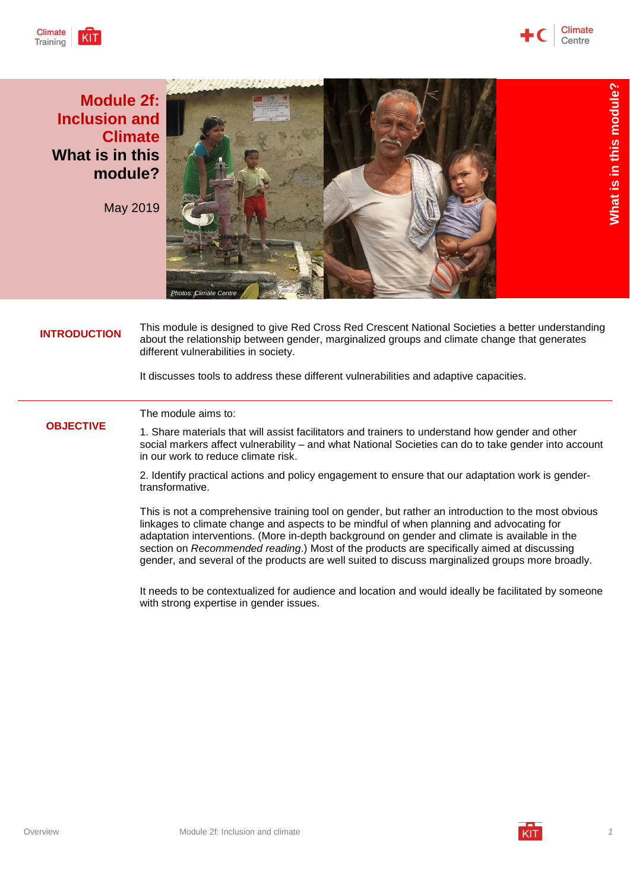# Module 2f: Inclusion and Climate

## What is in this module?

May 2019

Photos: Climate Centre

**INTRODUCTION**

This module is designed to give Red Cross Red Crescent National Societies a better understanding about the relationship between gender, marginalized groups and climate change that generates different vulnerabilities in society.

It discusses tools to address these different vulnerabilities and adaptive capacities.

**OBJECTIVE**

The module aims to:

1. Share materials that will assist facilitators and trainers to understand how gender and other social markers affect vulnerability – and what National Societies can do to take gender into account in our work to reduce climate risk.

2. Identify practical actions and policy engagement to ensure that our adaptation work is gender-transformative.

This is not a comprehensive training tool on gender, but rather an introduction to the most obvious linkages to climate change and aspects to be mindful of when planning and advocating for adaptation interventions. (More in-depth background on gender and climate is available in the section on *Recommended reading*.) Most of the products are specifically aimed at discussing gender, and several of the products are well suited to discuss marginalized groups more broadly.

It needs to be contextualized for audience and location and would ideally be facilitated by someone with strong expertise in gender issues.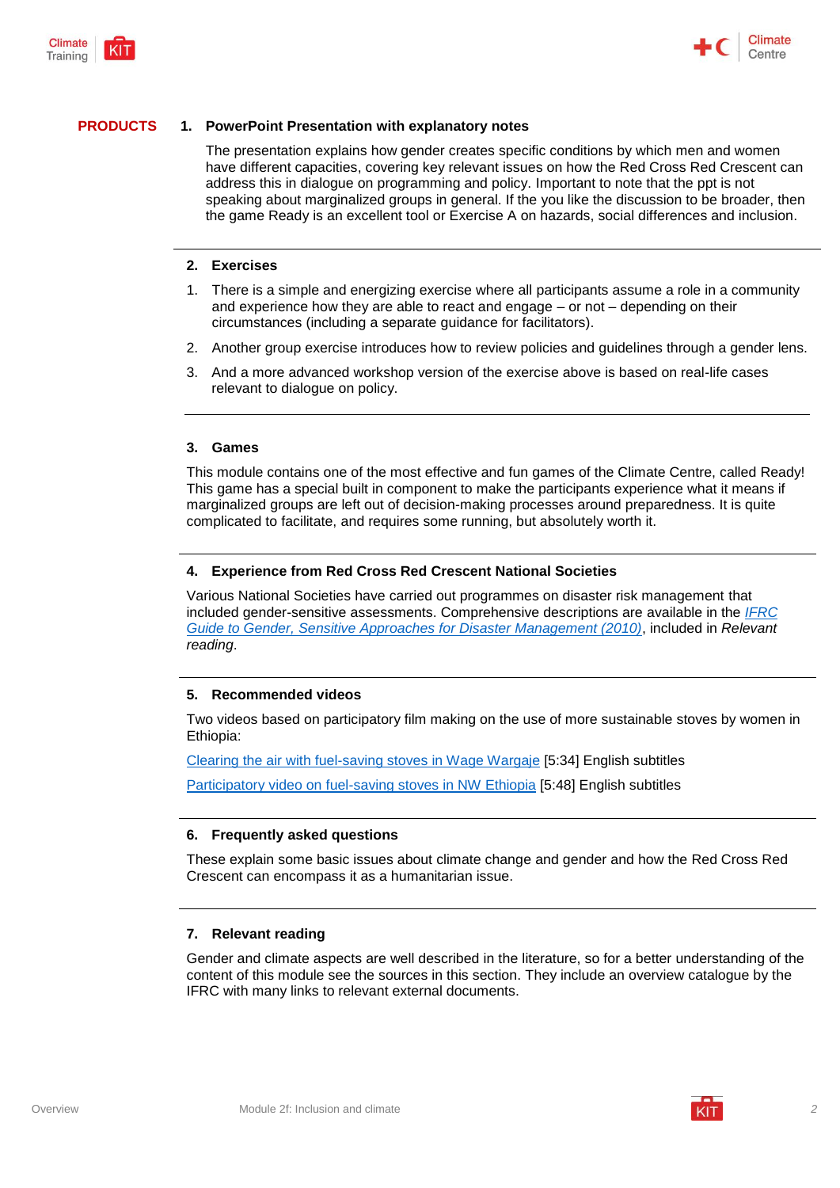## PRODUCTS

### 1. PowerPoint Presentation with explanatory notes

The presentation explains how gender creates specific conditions by which men and women have different capacities, covering key relevant issues on how the Red Cross Red Crescent can address this in dialogue on programming and policy. Important to note that the ppt is not speaking about marginalized groups in general. If the you like the discussion to be broader, then the game Ready is an excellent tool or Exercise A on hazards, social differences and inclusion.

### 2. Exercises

1. There is a simple and energizing exercise where all participants assume a role in a community and experience how they are able to react and engage – or not – depending on their circumstances (including a separate guidance for facilitators).
2. Another group exercise introduces how to review policies and guidelines through a gender lens.
3. And a more advanced workshop version of the exercise above is based on real-life cases relevant to dialogue on policy.

### 3. Games

This module contains one of the most effective and fun games of the Climate Centre, called Ready! This game has a special built in component to make the participants experience what it means if marginalized groups are left out of decision-making processes around preparedness. It is quite complicated to facilitate, and requires some running, but absolutely worth it.

### 4. Experience from Red Cross Red Crescent National Societies

Various National Societies have carried out programmes on disaster risk management that included gender-sensitive assessments. Comprehensive descriptions are available in the *IFRC Guide to Gender, Sensitive Approaches for Disaster Management (2010)*, included in *Relevant reading*.

### 5. Recommended videos

Two videos based on participatory film making on the use of more sustainable stoves by women in Ethiopia:

Clearing the air with fuel-saving stoves in Wage Wargaje [5:34] English subtitles

Participatory video on fuel-saving stoves in NW Ethiopia [5:48] English subtitles

### 6. Frequently asked questions

These explain some basic issues about climate change and gender and how the Red Cross Red Crescent can encompass it as a humanitarian issue.

### 7. Relevant reading

Gender and climate aspects are well described in the literature, so for a better understanding of the content of this module see the sources in this section. They include an overview catalogue by the IFRC with many links to relevant external documents.